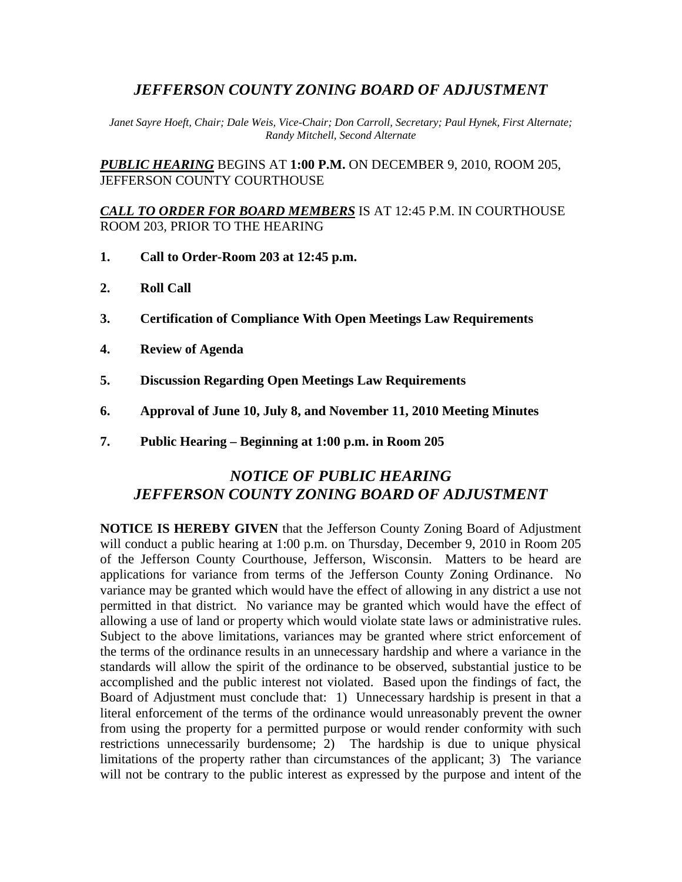# *JEFFERSON COUNTY ZONING BOARD OF ADJUSTMENT*

*Janet Sayre Hoeft, Chair; Dale Weis, Vice-Chair; Don Carroll, Secretary; Paul Hynek, First Alternate; Randy Mitchell, Second Alternate*

***PUBLIC HEARING*** BEGINS AT **1:00 P.M.** ON DECEMBER 9, 2010, ROOM 205, JEFFERSON COUNTY COURTHOUSE

***CALL TO ORDER FOR BOARD MEMBERS*** IS AT 12:45 P.M. IN COURTHOUSE ROOM 203, PRIOR TO THE HEARING

1. **Call to Order-Room 203 at 12:45 p.m.**
2. **Roll Call**
3. **Certification of Compliance With Open Meetings Law Requirements**
4. **Review of Agenda**
5. **Discussion Regarding Open Meetings Law Requirements**
6. **Approval of June 10, July 8, and November 11, 2010 Meeting Minutes**
7. **Public Hearing – Beginning at 1:00 p.m. in Room 205**

## *NOTICE OF PUBLIC HEARING*
## *JEFFERSON COUNTY ZONING BOARD OF ADJUSTMENT*

**NOTICE IS HEREBY GIVEN** that the Jefferson County Zoning Board of Adjustment will conduct a public hearing at 1:00 p.m. on Thursday, December 9, 2010 in Room 205 of the Jefferson County Courthouse, Jefferson, Wisconsin. Matters to be heard are applications for variance from terms of the Jefferson County Zoning Ordinance. No variance may be granted which would have the effect of allowing in any district a use not permitted in that district. No variance may be granted which would have the effect of allowing a use of land or property which would violate state laws or administrative rules. Subject to the above limitations, variances may be granted where strict enforcement of the terms of the ordinance results in an unnecessary hardship and where a variance in the standards will allow the spirit of the ordinance to be observed, substantial justice to be accomplished and the public interest not violated. Based upon the findings of fact, the Board of Adjustment must conclude that: 1) Unnecessary hardship is present in that a literal enforcement of the terms of the ordinance would unreasonably prevent the owner from using the property for a permitted purpose or would render conformity with such restrictions unnecessarily burdensome; 2) The hardship is due to unique physical limitations of the property rather than circumstances of the applicant; 3) The variance will not be contrary to the public interest as expressed by the purpose and intent of the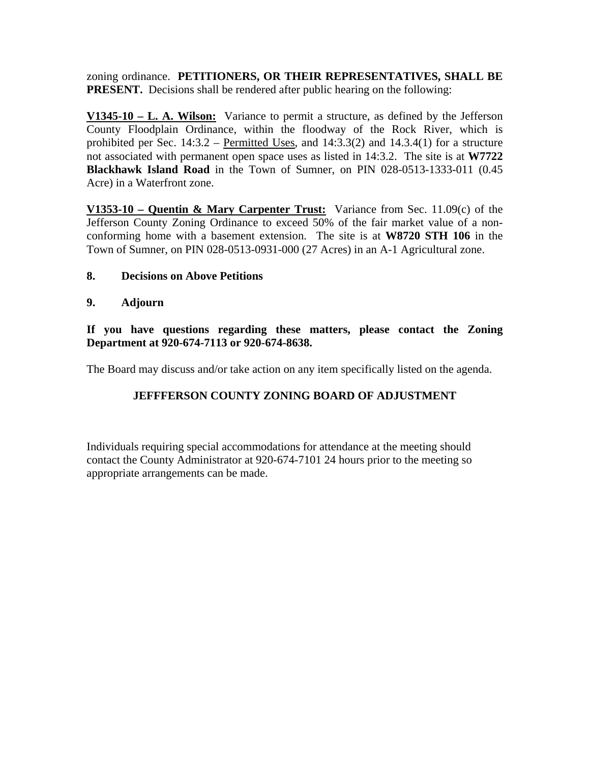zoning ordinance. **PETITIONERS, OR THEIR REPRESENTATIVES, SHALL BE PRESENT.** Decisions shall be rendered after public hearing on the following:

**<u>V1345-10 – L. A. Wilson:</u>** Variance to permit a structure, as defined by the Jefferson County Floodplain Ordinance, within the floodway of the Rock River, which is prohibited per Sec. 14:3.2 – <u>Permitted Uses</u>, and 14:3.3(2) and 14.3.4(1) for a structure not associated with permanent open space uses as listed in 14:3.2. The site is at **W7722 Blackhawk Island Road** in the Town of Sumner, on PIN 028-0513-1333-011 (0.45 Acre) in a Waterfront zone.

**<u>V1353-10 – Quentin & Mary Carpenter Trust:</u>** Variance from Sec. 11.09(c) of the Jefferson County Zoning Ordinance to exceed 50% of the fair market value of a non-conforming home with a basement extension. The site is at **W8720 STH 106** in the Town of Sumner, on PIN 028-0513-0931-000 (27 Acres) in an A-1 Agricultural zone.

**8. Decisions on Above Petitions**

**9. Adjourn**

**If you have questions regarding these matters, please contact the Zoning Department at 920-674-7113 or 920-674-8638.**

The Board may discuss and/or take action on any item specifically listed on the agenda.

**JEFFFERSON COUNTY ZONING BOARD OF ADJUSTMENT**

Individuals requiring special accommodations for attendance at the meeting should contact the County Administrator at 920-674-7101 24 hours prior to the meeting so appropriate arrangements can be made.